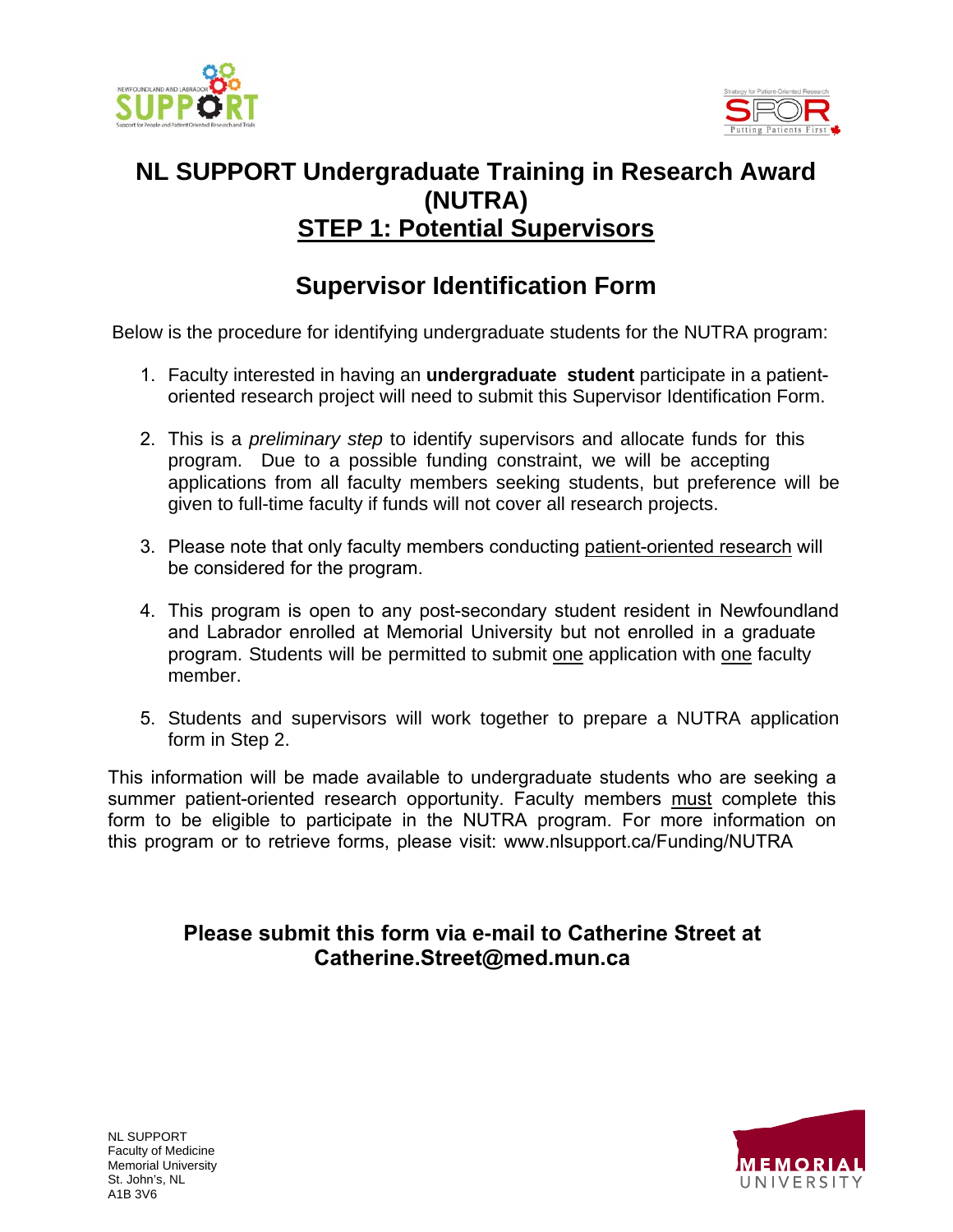# NL SUPPORT Undergraduate Training in Research Award (NUTRA)

## STEP 1: Potential Supervisors

## Supervisor Identification Form

Below is the procedure for identifying undergraduate students for the NUTRA program:

1. Faculty interested in having an **undergraduate student** participate in a patient-oriented research project will need to submit this Supervisor Identification Form.

2. This is a *preliminary step* to identify supervisors and allocate funds for this program. Due to a possible funding constraint, we will be accepting applications from all faculty members seeking students, but preference will be given to full-time faculty if funds will not cover all research projects.

3. Please note that only faculty members conducting patient-oriented research will be considered for the program.

4. This program is open to any post-secondary student resident in Newfoundland and Labrador enrolled at Memorial University but not enrolled in a graduate program. Students will be permitted to submit one application with one faculty member.

5. Students and supervisors will work together to prepare a NUTRA application form in Step 2.

This information will be made available to undergraduate students who are seeking a summer patient-oriented research opportunity. Faculty members must complete this form to be eligible to participate in the NUTRA program. For more information on this program or to retrieve forms, please visit: www.nlsupport.ca/Funding/NUTRA

**Please submit this form via e-mail to Catherine Street at Catherine.Street@med.mun.ca**

NL SUPPORT
Faculty of Medicine
Memorial University
St. John's, NL
A1B 3V6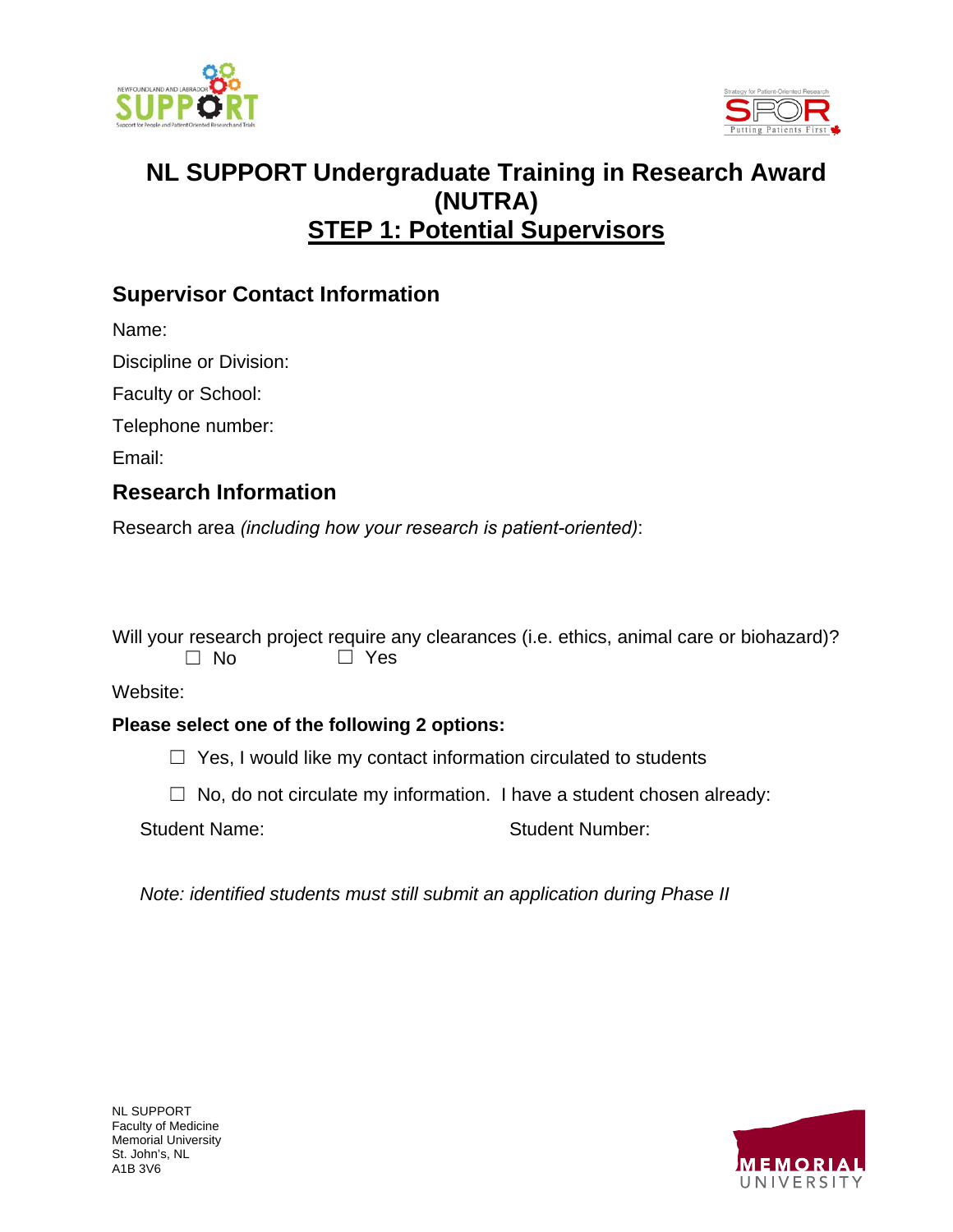# NL SUPPORT Undergraduate Training in Research Award (NUTRA)

## STEP 1: Potential Supervisors

### Supervisor Contact Information

Name:

Discipline or Division:

Faculty or School:

Telephone number:

Email:

### Research Information

Research area *(including how your research is patient-oriented)*:

Will your research project require any clearances (i.e. ethics, animal care or biohazard)?

☐ No ☐ Yes

Website:

**Please select one of the following 2 options:**

☐ Yes, I would like my contact information circulated to students

☐ No, do not circulate my information. I have a student chosen already:

Student Name: Student Number:

*Note: identified students must still submit an application during Phase II*

NL SUPPORT
Faculty of Medicine
Memorial University
St. John's, NL
A1B 3V6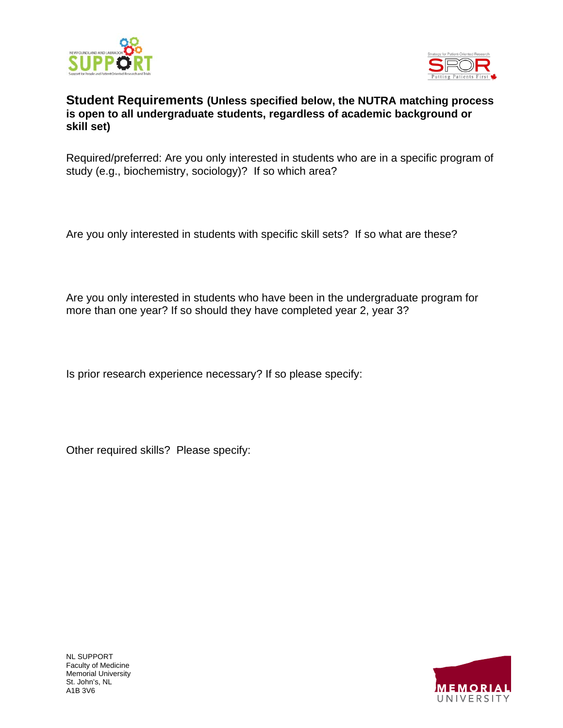## Student Requirements (Unless specified below, the NUTRA matching process is open to all undergraduate students, regardless of academic background or skill set)

Required/preferred: Are you only interested in students who are in a specific program of study (e.g., biochemistry, sociology)? If so which area?

Are you only interested in students with specific skill sets? If so what are these?

Are you only interested in students who have been in the undergraduate program for more than one year? If so should they have completed year 2, year 3?

Is prior research experience necessary? If so please specify:

Other required skills? Please specify:

NL SUPPORT
Faculty of Medicine
Memorial University
St. John's, NL
A1B 3V6